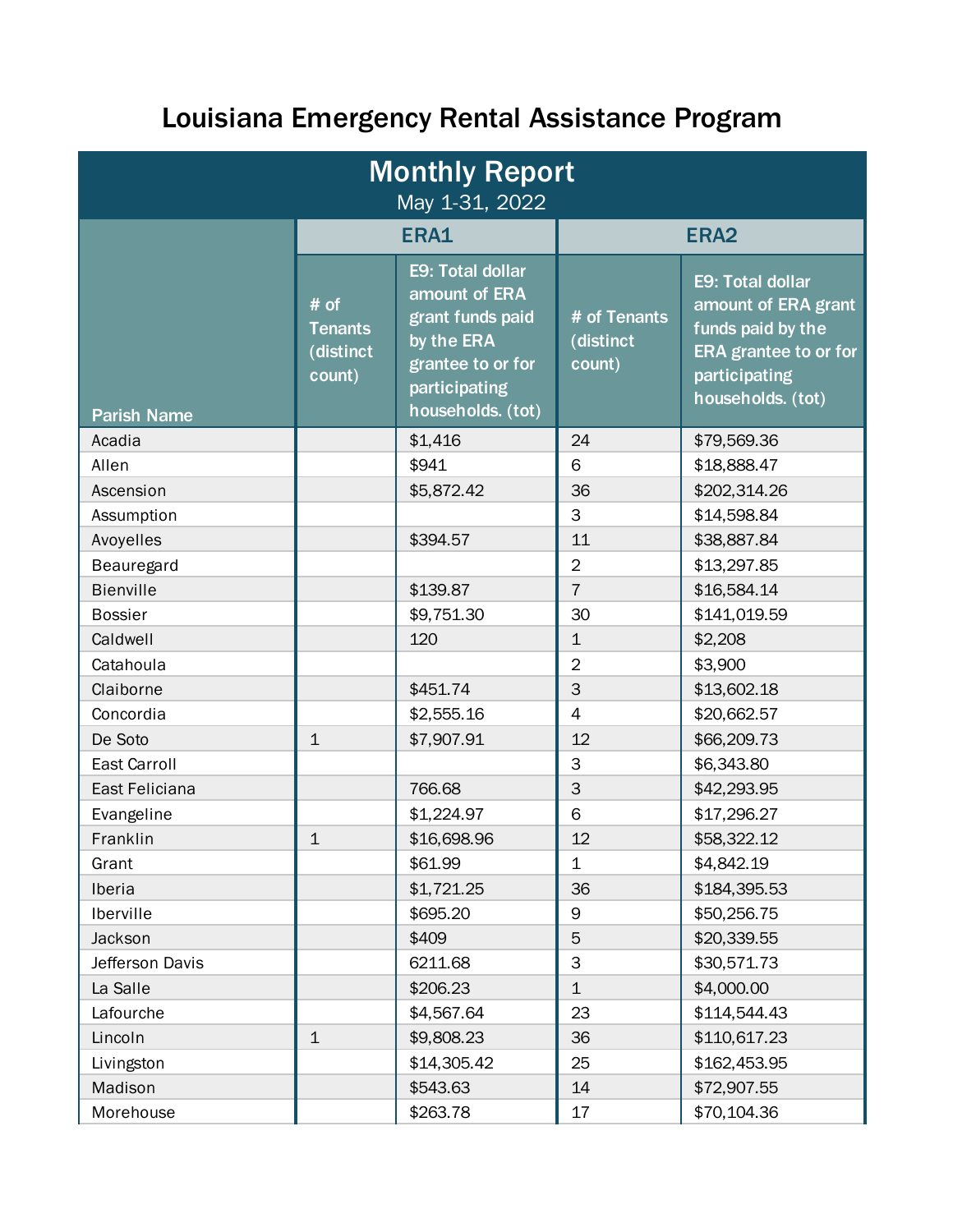# Louisiana Emergency Rental Assistance Program

| Monthly Report<br>May 1-31, 2022 | | | | |
|---|---|---|---|---|
| | ERA1 | | ERA2 | |
| Parish Name | # of Tenants (distinct count) | E9: Total dollar amount of ERA grant funds paid by the ERA grantee to or for participating households. (tot) | # of Tenants (distinct count) | E9: Total dollar amount of ERA grant funds paid by the ERA grantee to or for participating households. (tot) |
| Acadia | | $1,416 | 24 | $79,569.36 |
| Allen | | $941 | 6 | $18,888.47 |
| Ascension | | $5,872.42 | 36 | $202,314.26 |
| Assumption | | | 3 | $14,598.84 |
| Avoyelles | | $394.57 | 11 | $38,887.84 |
| Beauregard | | | 2 | $13,297.85 |
| Bienville | | $139.87 | 7 | $16,584.14 |
| Bossier | | $9,751.30 | 30 | $141,019.59 |
| Caldwell | | 120 | 1 | $2,208 |
| Catahoula | | | 2 | $3,900 |
| Claiborne | | $451.74 | 3 | $13,602.18 |
| Concordia | | $2,555.16 | 4 | $20,662.57 |
| De Soto | 1 | $7,907.91 | 12 | $66,209.73 |
| East Carroll | | | 3 | $6,343.80 |
| East Feliciana | | 766.68 | 3 | $42,293.95 |
| Evangeline | | $1,224.97 | 6 | $17,296.27 |
| Franklin | 1 | $16,698.96 | 12 | $58,322.12 |
| Grant | | $61.99 | 1 | $4,842.19 |
| Iberia | | $1,721.25 | 36 | $184,395.53 |
| Iberville | | $695.20 | 9 | $50,256.75 |
| Jackson | | $409 | 5 | $20,339.55 |
| Jefferson Davis | | 6211.68 | 3 | $30,571.73 |
| La Salle | | $206.23 | 1 | $4,000.00 |
| Lafourche | | $4,567.64 | 23 | $114,544.43 |
| Lincoln | 1 | $9,808.23 | 36 | $110,617.23 |
| Livingston | | $14,305.42 | 25 | $162,453.95 |
| Madison | | $543.63 | 14 | $72,907.55 |
| Morehouse | | $263.78 | 17 | $70,104.36 |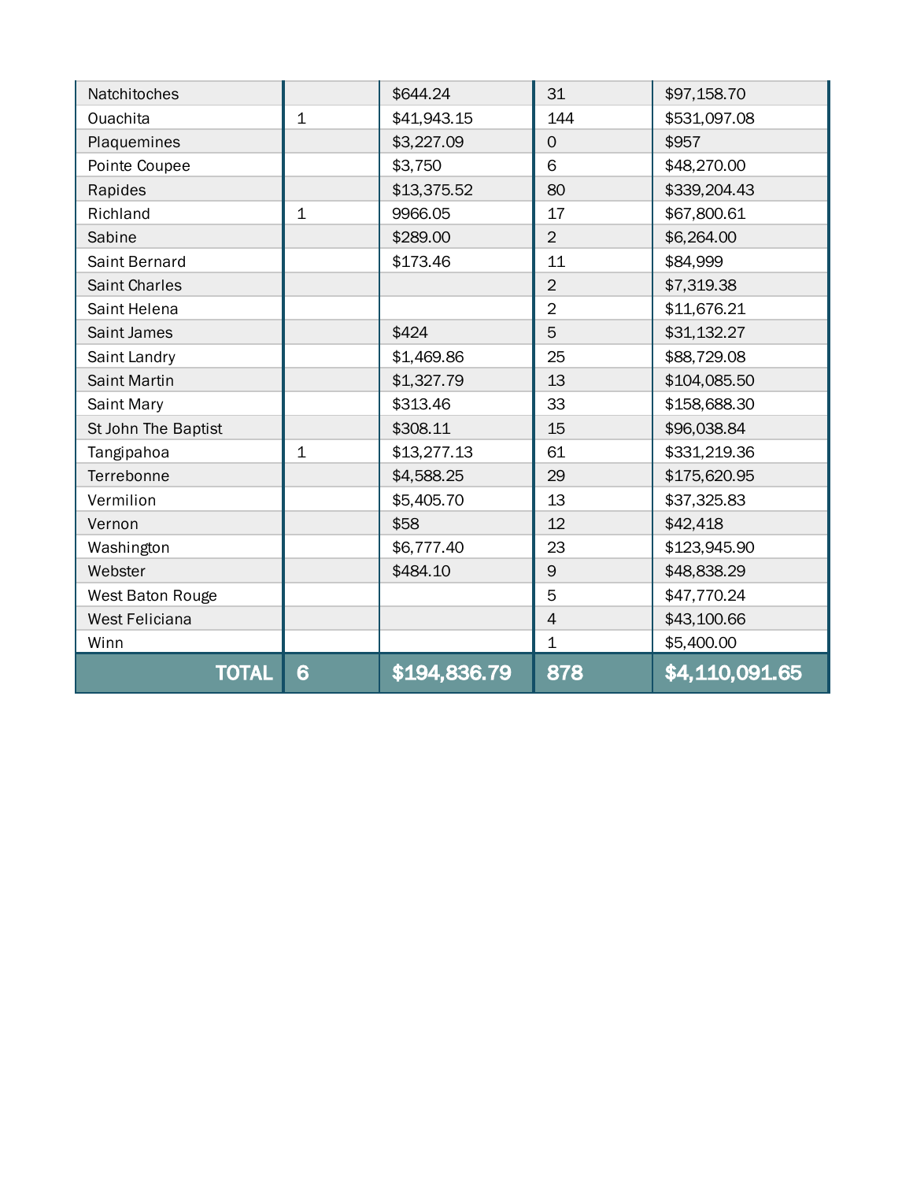| | | | | |
|---|---|---|---|---|
| Natchitoches | | $644.24 | 31 | $97,158.70 |
| Ouachita | 1 | $41,943.15 | 144 | $531,097.08 |
| Plaquemines | | $3,227.09 | 0 | $957 |
| Pointe Coupee | | $3,750 | 6 | $48,270.00 |
| Rapides | | $13,375.52 | 80 | $339,204.43 |
| Richland | 1 | 9966.05 | 17 | $67,800.61 |
| Sabine | | $289.00 | 2 | $6,264.00 |
| Saint Bernard | | $173.46 | 11 | $84,999 |
| Saint Charles | | | 2 | $7,319.38 |
| Saint Helena | | | 2 | $11,676.21 |
| Saint James | | $424 | 5 | $31,132.27 |
| Saint Landry | | $1,469.86 | 25 | $88,729.08 |
| Saint Martin | | $1,327.79 | 13 | $104,085.50 |
| Saint Mary | | $313.46 | 33 | $158,688.30 |
| St John The Baptist | | $308.11 | 15 | $96,038.84 |
| Tangipahoa | 1 | $13,277.13 | 61 | $331,219.36 |
| Terrebonne | | $4,588.25 | 29 | $175,620.95 |
| Vermilion | | $5,405.70 | 13 | $37,325.83 |
| Vernon | | $58 | 12 | $42,418 |
| Washington | | $6,777.40 | 23 | $123,945.90 |
| Webster | | $484.10 | 9 | $48,838.29 |
| West Baton Rouge | | | 5 | $47,770.24 |
| West Feliciana | | | 4 | $43,100.66 |
| Winn | | | 1 | $5,400.00 |
| **TOTAL** | **6** | **$194,836.79** | **878** | **$4,110,091.65** |